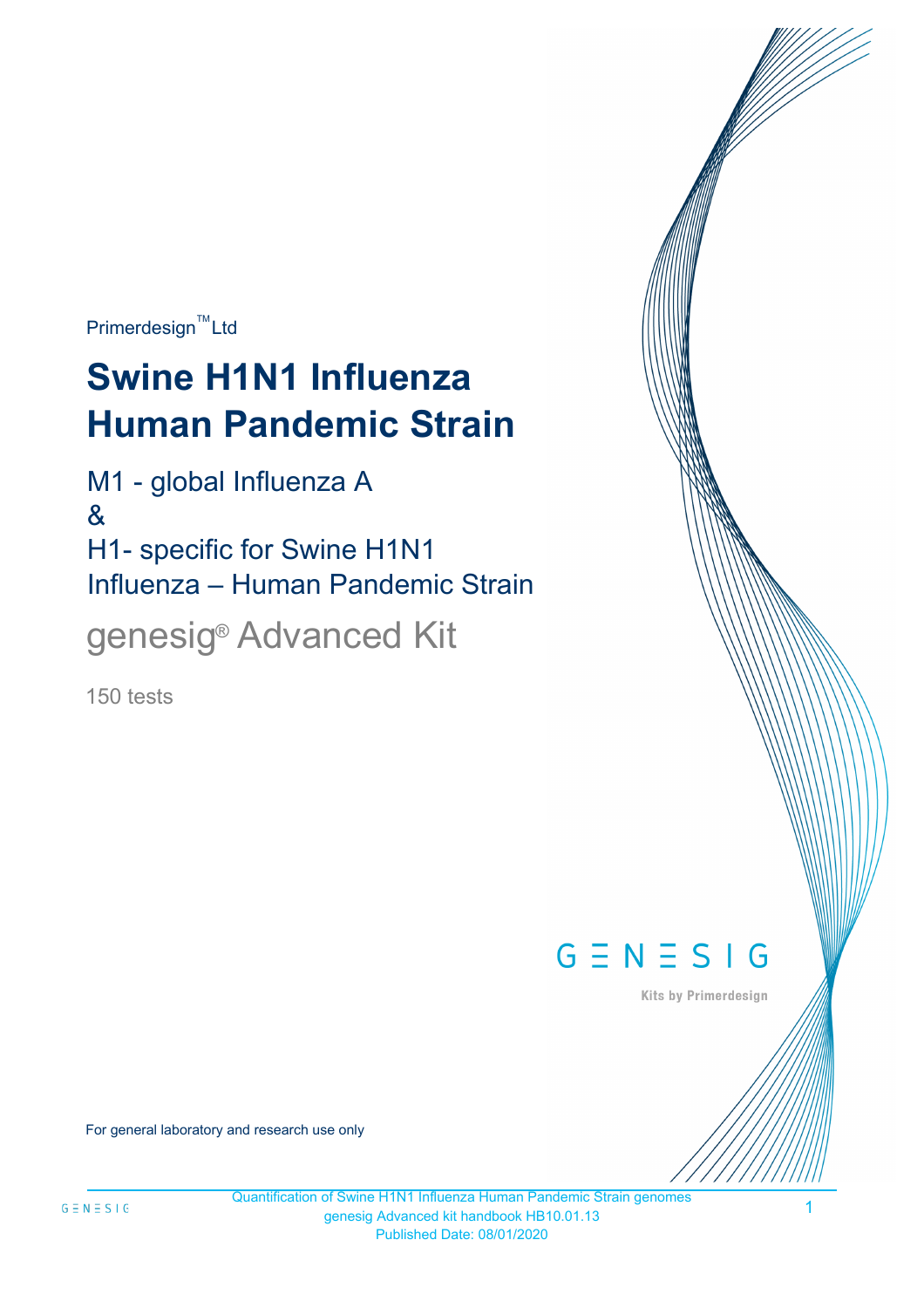Primerdesign™ Ltd

# Swine H1N1 Influenza Human Pandemic Strain

M1 - global Influenza A

&

H1- specific for Swine H1N1 Influenza – Human Pandemic Strain

genesig® Advanced Kit

150 tests

GENESIG

Kits by Primerdesign

For general laboratory and research use only

Quantification of Swine H1N1 Influenza Human Pandemic Strain genomes
genesig Advanced kit handbook HB10.01.13
Published Date: 08/01/2020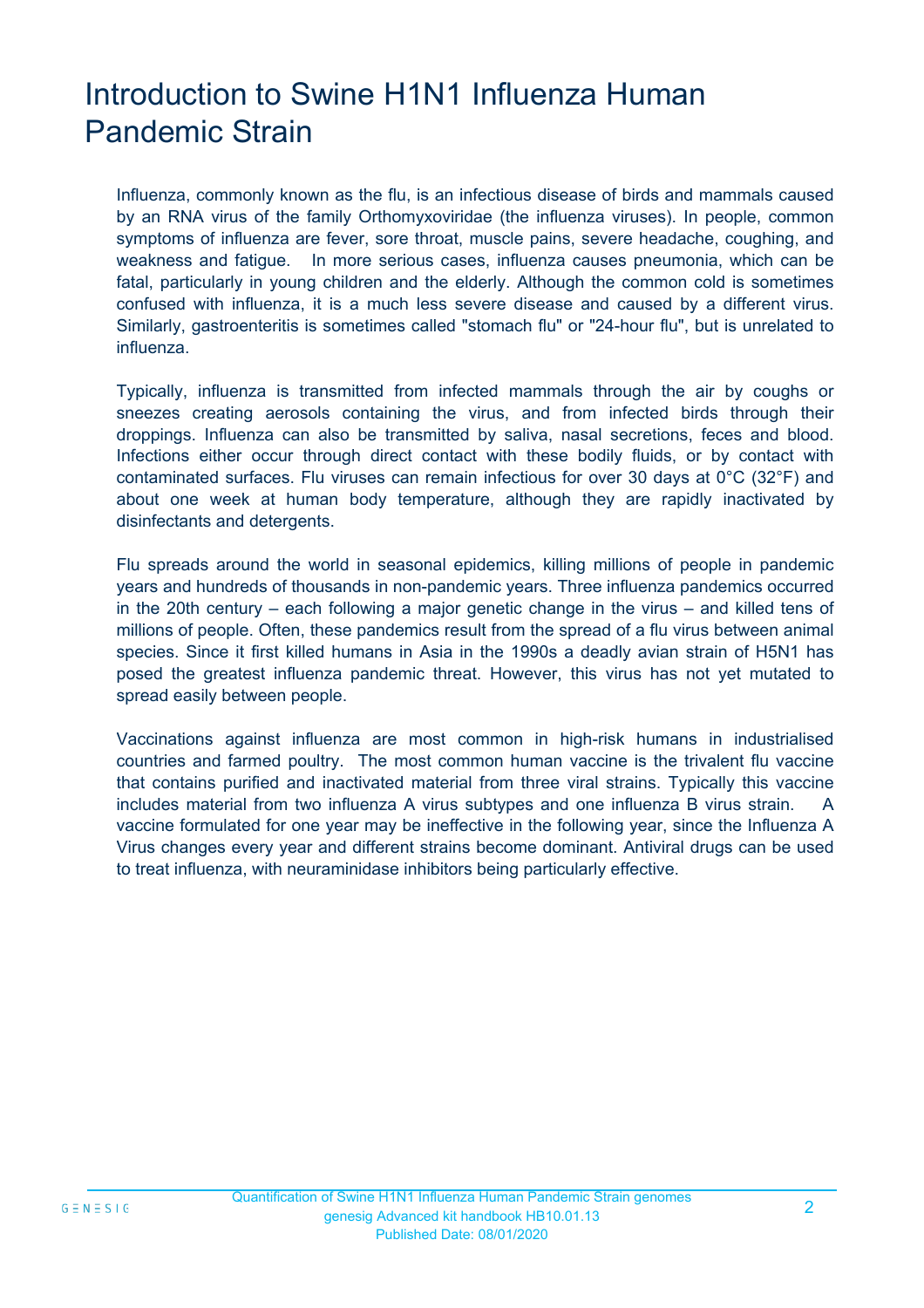# Introduction to Swine H1N1 Influenza Human Pandemic Strain

Influenza, commonly known as the flu, is an infectious disease of birds and mammals caused by an RNA virus of the family Orthomyxoviridae (the influenza viruses). In people, common symptoms of influenza are fever, sore throat, muscle pains, severe headache, coughing, and weakness and fatigue. In more serious cases, influenza causes pneumonia, which can be fatal, particularly in young children and the elderly. Although the common cold is sometimes confused with influenza, it is a much less severe disease and caused by a different virus. Similarly, gastroenteritis is sometimes called "stomach flu" or "24-hour flu", but is unrelated to influenza.

Typically, influenza is transmitted from infected mammals through the air by coughs or sneezes creating aerosols containing the virus, and from infected birds through their droppings. Influenza can also be transmitted by saliva, nasal secretions, feces and blood. Infections either occur through direct contact with these bodily fluids, or by contact with contaminated surfaces. Flu viruses can remain infectious for over 30 days at 0°C (32°F) and about one week at human body temperature, although they are rapidly inactivated by disinfectants and detergents.

Flu spreads around the world in seasonal epidemics, killing millions of people in pandemic years and hundreds of thousands in non-pandemic years. Three influenza pandemics occurred in the 20th century – each following a major genetic change in the virus – and killed tens of millions of people. Often, these pandemics result from the spread of a flu virus between animal species. Since it first killed humans in Asia in the 1990s a deadly avian strain of H5N1 has posed the greatest influenza pandemic threat. However, this virus has not yet mutated to spread easily between people.

Vaccinations against influenza are most common in high-risk humans in industrialised countries and farmed poultry. The most common human vaccine is the trivalent flu vaccine that contains purified and inactivated material from three viral strains. Typically this vaccine includes material from two influenza A virus subtypes and one influenza B virus strain. A vaccine formulated for one year may be ineffective in the following year, since the Influenza A Virus changes every year and different strains become dominant. Antiviral drugs can be used to treat influenza, with neuraminidase inhibitors being particularly effective.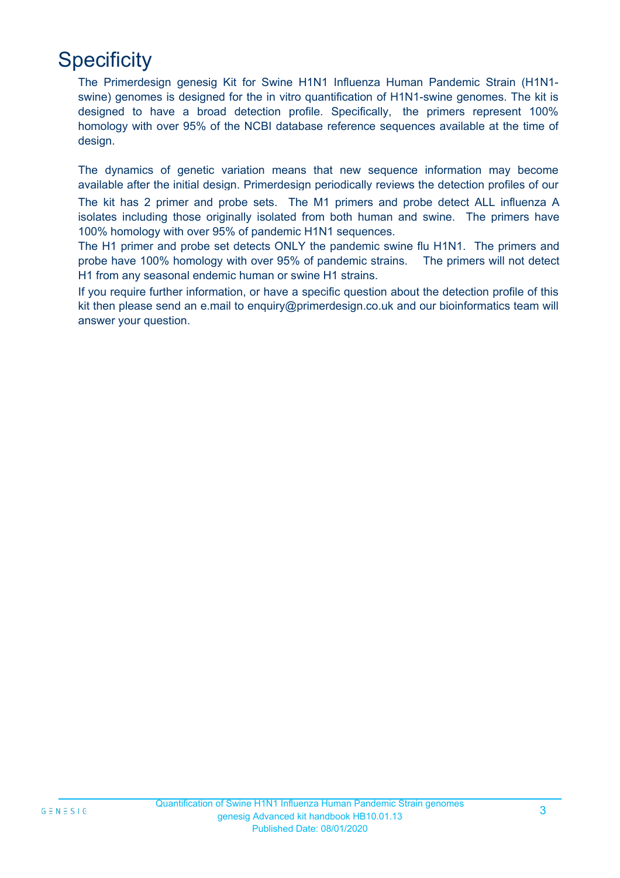# Specificity

The Primerdesign genesig Kit for Swine H1N1 Influenza Human Pandemic Strain (H1N1-swine) genomes is designed for the in vitro quantification of H1N1-swine genomes. The kit is designed to have a broad detection profile. Specifically, the primers represent 100% homology with over 95% of the NCBI database reference sequences available at the time of design.

The dynamics of genetic variation means that new sequence information may become available after the initial design. Primerdesign periodically reviews the detection profiles of our

The kit has 2 primer and probe sets. The M1 primers and probe detect ALL influenza A isolates including those originally isolated from both human and swine. The primers have 100% homology with over 95% of pandemic H1N1 sequences.

The H1 primer and probe set detects ONLY the pandemic swine flu H1N1. The primers and probe have 100% homology with over 95% of pandemic strains. The primers will not detect H1 from any seasonal endemic human or swine H1 strains.

If you require further information, or have a specific question about the detection profile of this kit then please send an e.mail to enquiry@primerdesign.co.uk and our bioinformatics team will answer your question.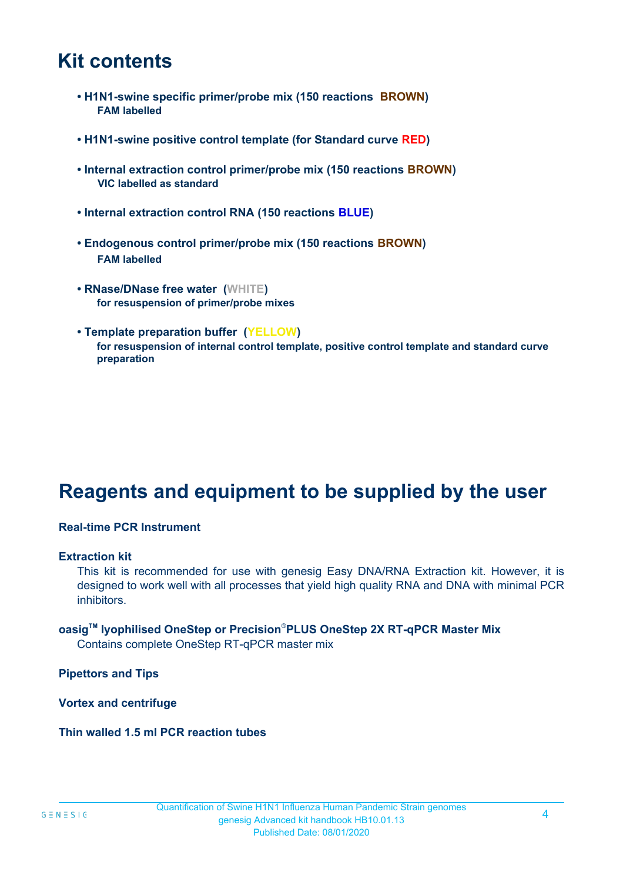# Kit contents

- **H1N1-swine specific primer/probe mix (150 reactions BROWN)**
  **FAM labelled**

- **H1N1-swine positive control template (for Standard curve RED)**

- **Internal extraction control primer/probe mix (150 reactions BROWN)**
  **VIC labelled as standard**

- **Internal extraction control RNA (150 reactions BLUE)**

- **Endogenous control primer/probe mix (150 reactions BROWN)**
  **FAM labelled**

- **RNase/DNase free water (WHITE)**
  **for resuspension of primer/probe mixes**

- **Template preparation buffer (YELLOW)**
  **for resuspension of internal control template, positive control template and standard curve preparation**

# Reagents and equipment to be supplied by the user

**Real-time PCR Instrument**

**Extraction kit**

This kit is recommended for use with genesig Easy DNA/RNA Extraction kit. However, it is designed to work well with all processes that yield high quality RNA and DNA with minimal PCR inhibitors.

**oasig™ lyophilised OneStep or Precision®PLUS OneStep 2X RT-qPCR Master Mix**

Contains complete OneStep RT-qPCR master mix

**Pipettors and Tips**

**Vortex and centrifuge**

**Thin walled 1.5 ml PCR reaction tubes**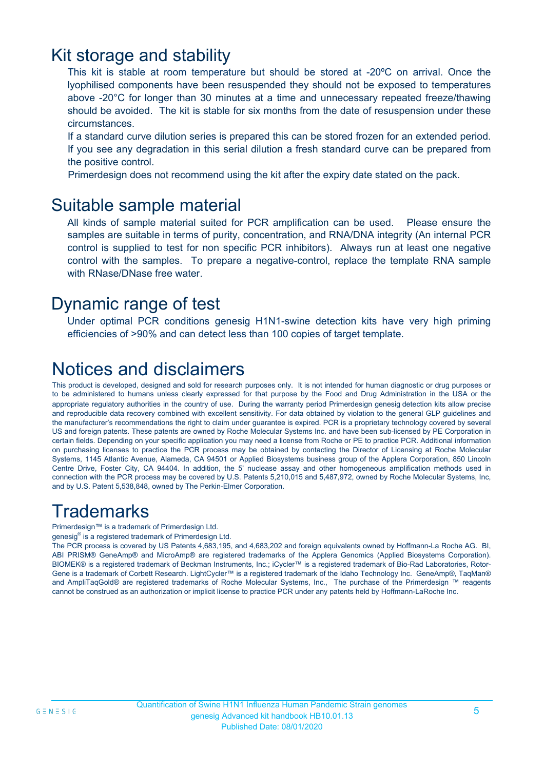## Kit storage and stability

This kit is stable at room temperature but should be stored at -20ºC on arrival. Once the lyophilised components have been resuspended they should not be exposed to temperatures above -20°C for longer than 30 minutes at a time and unnecessary repeated freeze/thawing should be avoided. The kit is stable for six months from the date of resuspension under these circumstances.

If a standard curve dilution series is prepared this can be stored frozen for an extended period. If you see any degradation in this serial dilution a fresh standard curve can be prepared from the positive control.

Primerdesign does not recommend using the kit after the expiry date stated on the pack.

## Suitable sample material

All kinds of sample material suited for PCR amplification can be used. Please ensure the samples are suitable in terms of purity, concentration, and RNA/DNA integrity (An internal PCR control is supplied to test for non specific PCR inhibitors). Always run at least one negative control with the samples. To prepare a negative-control, replace the template RNA sample with RNase/DNase free water.

## Dynamic range of test

Under optimal PCR conditions genesig H1N1-swine detection kits have very high priming efficiencies of >90% and can detect less than 100 copies of target template.

## Notices and disclaimers

This product is developed, designed and sold for research purposes only. It is not intended for human diagnostic or drug purposes or to be administered to humans unless clearly expressed for that purpose by the Food and Drug Administration in the USA or the appropriate regulatory authorities in the country of use. During the warranty period Primerdesign genesig detection kits allow precise and reproducible data recovery combined with excellent sensitivity. For data obtained by violation to the general GLP guidelines and the manufacturer's recommendations the right to claim under guarantee is expired. PCR is a proprietary technology covered by several US and foreign patents. These patents are owned by Roche Molecular Systems Inc. and have been sub-licensed by PE Corporation in certain fields. Depending on your specific application you may need a license from Roche or PE to practice PCR. Additional information on purchasing licenses to practice the PCR process may be obtained by contacting the Director of Licensing at Roche Molecular Systems, 1145 Atlantic Avenue, Alameda, CA 94501 or Applied Biosystems business group of the Applera Corporation, 850 Lincoln Centre Drive, Foster City, CA 94404. In addition, the 5' nuclease assay and other homogeneous amplification methods used in connection with the PCR process may be covered by U.S. Patents 5,210,015 and 5,487,972, owned by Roche Molecular Systems, Inc, and by U.S. Patent 5,538,848, owned by The Perkin-Elmer Corporation.

## Trademarks

Primerdesign™ is a trademark of Primerdesign Ltd.

genesig® is a registered trademark of Primerdesign Ltd.

The PCR process is covered by US Patents 4,683,195, and 4,683,202 and foreign equivalents owned by Hoffmann-La Roche AG. BI, ABI PRISM® GeneAmp® and MicroAmp® are registered trademarks of the Applera Genomics (Applied Biosystems Corporation). BIOMEK® is a registered trademark of Beckman Instruments, Inc.; iCycler™ is a registered trademark of Bio-Rad Laboratories, Rotor-Gene is a trademark of Corbett Research. LightCycler™ is a registered trademark of the Idaho Technology Inc. GeneAmp®, TaqMan® and AmpliTaqGold® are registered trademarks of Roche Molecular Systems, Inc., The purchase of the Primerdesign ™ reagents cannot be construed as an authorization or implicit license to practice PCR under any patents held by Hoffmann-LaRoche Inc.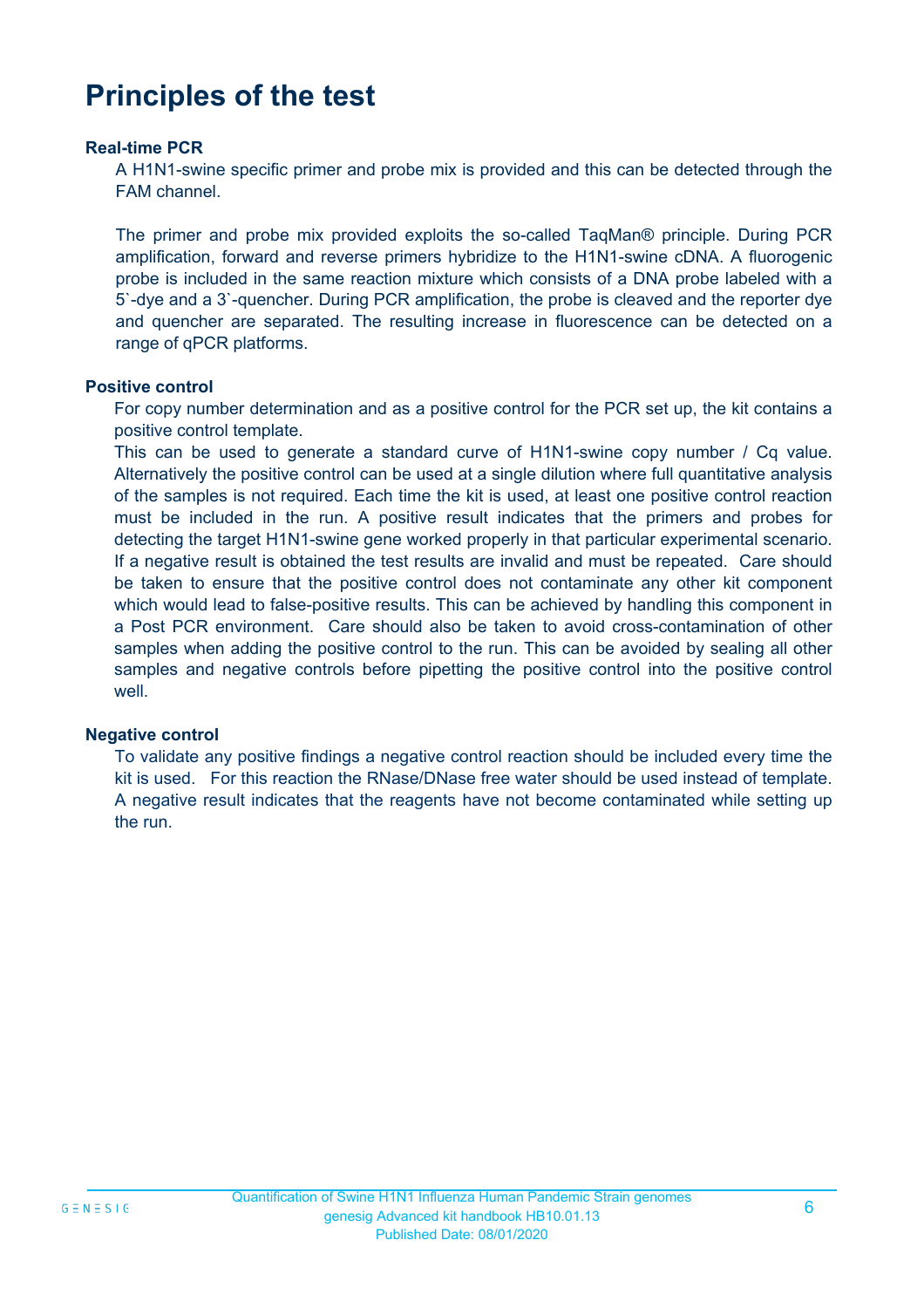# Principles of the test

### Real-time PCR

A H1N1-swine specific primer and probe mix is provided and this can be detected through the FAM channel.

The primer and probe mix provided exploits the so-called TaqMan® principle. During PCR amplification, forward and reverse primers hybridize to the H1N1-swine cDNA. A fluorogenic probe is included in the same reaction mixture which consists of a DNA probe labeled with a 5`-dye and a 3`-quencher. During PCR amplification, the probe is cleaved and the reporter dye and quencher are separated. The resulting increase in fluorescence can be detected on a range of qPCR platforms.

### Positive control

For copy number determination and as a positive control for the PCR set up, the kit contains a positive control template.

This can be used to generate a standard curve of H1N1-swine copy number / Cq value. Alternatively the positive control can be used at a single dilution where full quantitative analysis of the samples is not required. Each time the kit is used, at least one positive control reaction must be included in the run. A positive result indicates that the primers and probes for detecting the target H1N1-swine gene worked properly in that particular experimental scenario. If a negative result is obtained the test results are invalid and must be repeated. Care should be taken to ensure that the positive control does not contaminate any other kit component which would lead to false-positive results. This can be achieved by handling this component in a Post PCR environment. Care should also be taken to avoid cross-contamination of other samples when adding the positive control to the run. This can be avoided by sealing all other samples and negative controls before pipetting the positive control into the positive control well.

### Negative control

To validate any positive findings a negative control reaction should be included every time the kit is used. For this reaction the RNase/DNase free water should be used instead of template. A negative result indicates that the reagents have not become contaminated while setting up the run.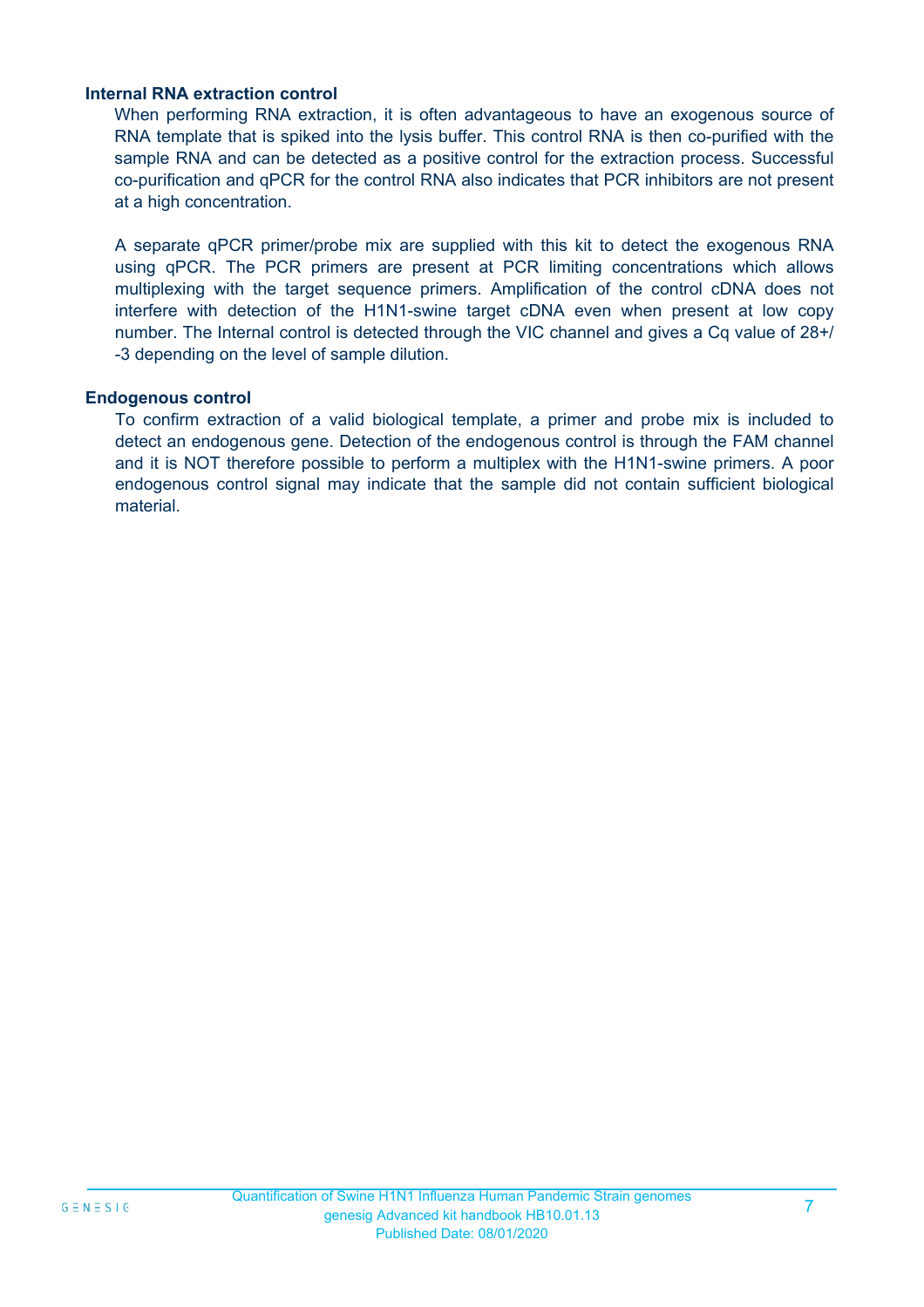### Internal RNA extraction control

When performing RNA extraction, it is often advantageous to have an exogenous source of RNA template that is spiked into the lysis buffer. This control RNA is then co-purified with the sample RNA and can be detected as a positive control for the extraction process. Successful co-purification and qPCR for the control RNA also indicates that PCR inhibitors are not present at a high concentration.

A separate qPCR primer/probe mix are supplied with this kit to detect the exogenous RNA using qPCR. The PCR primers are present at PCR limiting concentrations which allows multiplexing with the target sequence primers. Amplification of the control cDNA does not interfere with detection of the H1N1-swine target cDNA even when present at low copy number. The Internal control is detected through the VIC channel and gives a Cq value of 28+/-3 depending on the level of sample dilution.

### Endogenous control

To confirm extraction of a valid biological template, a primer and probe mix is included to detect an endogenous gene. Detection of the endogenous control is through the FAM channel and it is NOT therefore possible to perform a multiplex with the H1N1-swine primers. A poor endogenous control signal may indicate that the sample did not contain sufficient biological material.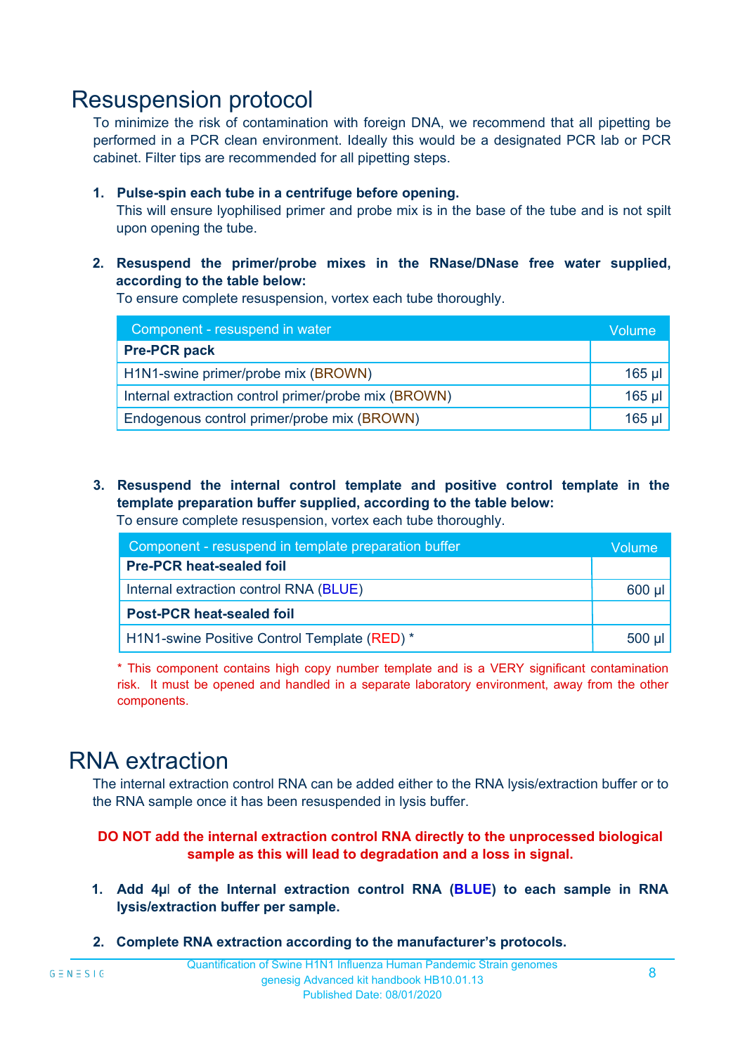# Resuspension protocol

To minimize the risk of contamination with foreign DNA, we recommend that all pipetting be performed in a PCR clean environment. Ideally this would be a designated PCR lab or PCR cabinet. Filter tips are recommended for all pipetting steps.

1. **Pulse-spin each tube in a centrifuge before opening.**
   This will ensure lyophilised primer and probe mix is in the base of the tube and is not spilt upon opening the tube.

2. **Resuspend the primer/probe mixes in the RNase/DNase free water supplied, according to the table below:**
   To ensure complete resuspension, vortex each tube thoroughly.

| Component - resuspend in water | Volume |
|---|---|
| **Pre-PCR pack** | |
| H1N1-swine primer/probe mix (BROWN) | 165 µl |
| Internal extraction control primer/probe mix (BROWN) | 165 µl |
| Endogenous control primer/probe mix (BROWN) | 165 µl |

3. **Resuspend the internal control template and positive control template in the template preparation buffer supplied, according to the table below:**
   To ensure complete resuspension, vortex each tube thoroughly.

| Component - resuspend in template preparation buffer | Volume |
|---|---|
| **Pre-PCR heat-sealed foil** | |
| Internal extraction control RNA (BLUE) | 600 µl |
| **Post-PCR heat-sealed foil** | |
| H1N1-swine Positive Control Template (RED) * | 500 µl |

\* This component contains high copy number template and is a VERY significant contamination risk. It must be opened and handled in a separate laboratory environment, away from the other components.

# RNA extraction

The internal extraction control RNA can be added either to the RNA lysis/extraction buffer or to the RNA sample once it has been resuspended in lysis buffer.

**DO NOT add the internal extraction control RNA directly to the unprocessed biological sample as this will lead to degradation and a loss in signal.**

1. **Add 4µl of the Internal extraction control RNA (BLUE) to each sample in RNA lysis/extraction buffer per sample.**

2. **Complete RNA extraction according to the manufacturer's protocols.**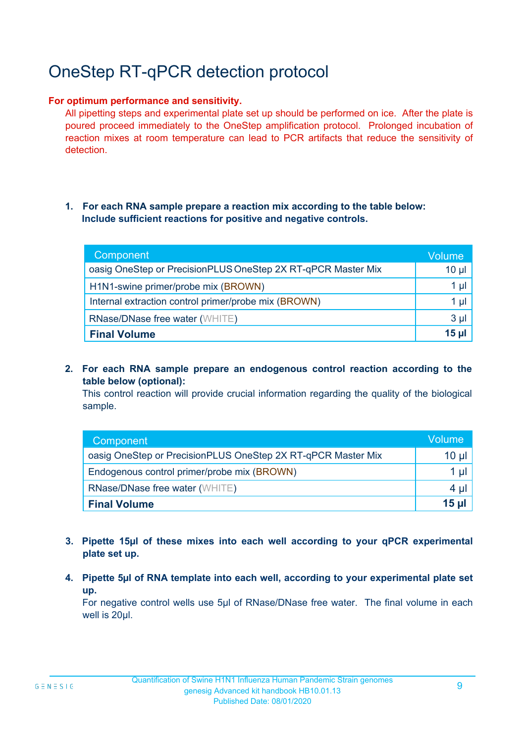# OneStep RT-qPCR detection protocol

**For optimum performance and sensitivity.**

All pipetting steps and experimental plate set up should be performed on ice. After the plate is poured proceed immediately to the OneStep amplification protocol. Prolonged incubation of reaction mixes at room temperature can lead to PCR artifacts that reduce the sensitivity of detection.

1. **For each RNA sample prepare a reaction mix according to the table below: Include sufficient reactions for positive and negative controls.**

| Component | Volume |
|---|---|
| oasig OneStep or PrecisionPLUS OneStep 2X RT-qPCR Master Mix | 10 µl |
| H1N1-swine primer/probe mix (BROWN) | 1 µl |
| Internal extraction control primer/probe mix (BROWN) | 1 µl |
| RNase/DNase free water (WHITE) | 3 µl |
| **Final Volume** | **15 µl** |

2. **For each RNA sample prepare an endogenous control reaction according to the table below (optional):**
   This control reaction will provide crucial information regarding the quality of the biological sample.

| Component | Volume |
|---|---|
| oasig OneStep or PrecisionPLUS OneStep 2X RT-qPCR Master Mix | 10 µl |
| Endogenous control primer/probe mix (BROWN) | 1 µl |
| RNase/DNase free water (WHITE) | 4 µl |
| **Final Volume** | **15 µl** |

3. **Pipette 15µl of these mixes into each well according to your qPCR experimental plate set up.**

4. **Pipette 5µl of RNA template into each well, according to your experimental plate set up.**
   For negative control wells use 5µl of RNase/DNase free water. The final volume in each well is 20µl.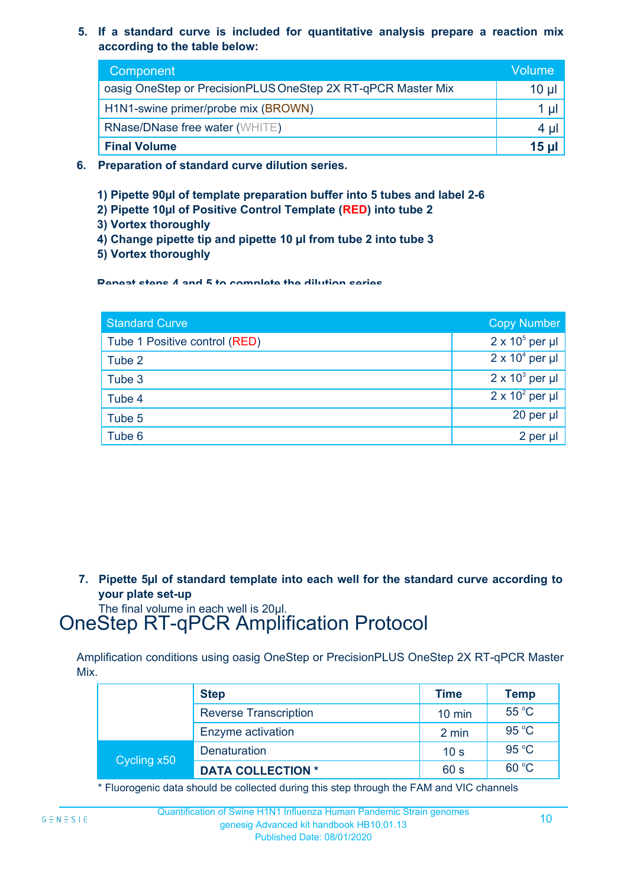5. **If a standard curve is included for quantitative analysis prepare a reaction mix according to the table below:**

| Component | Volume |
|---|---|
| oasig OneStep or PrecisionPLUS OneStep 2X RT-qPCR Master Mix | 10 µl |
| H1N1-swine primer/probe mix (BROWN) | 1 µl |
| RNase/DNase free water (WHITE) | 4 µl |
| **Final Volume** | **15 µl** |

6. **Preparation of standard curve dilution series.**

   **1) Pipette 90µl of template preparation buffer into 5 tubes and label 2-6**
   **2) Pipette 10µl of Positive Control Template (RED) into tube 2**
   **3) Vortex thoroughly**
   **4) Change pipette tip and pipette 10 µl from tube 2 into tube 3**
   **5) Vortex thoroughly**

   **Repeat steps 4 and 5 to complete the dilution series**

| Standard Curve | Copy Number |
|---|---|
| Tube 1 Positive control (RED) | $2 \times 10^5$ per µl |
| Tube 2 | $2 \times 10^4$ per µl |
| Tube 3 | $2 \times 10^3$ per µl |
| Tube 4 | $2 \times 10^2$ per µl |
| Tube 5 | 20 per µl |
| Tube 6 | 2 per µl |

7. **Pipette 5µl of standard template into each well for the standard curve according to your plate set-up**
   The final volume in each well is 20µl.

# OneStep RT-qPCR Amplification Protocol

Amplification conditions using oasig OneStep or PrecisionPLUS OneStep 2X RT-qPCR Master Mix.

| | Step | Time | Temp |
|---|---|---|---|
| | Reverse Transcription | 10 min | 55 °C |
| | Enzyme activation | 2 min | 95 °C |
| Cycling x50 | Denaturation | 10 s | 95 °C |
| | **DATA COLLECTION *** | 60 s | 60 °C |

* Fluorogenic data should be collected during this step through the FAM and VIC channels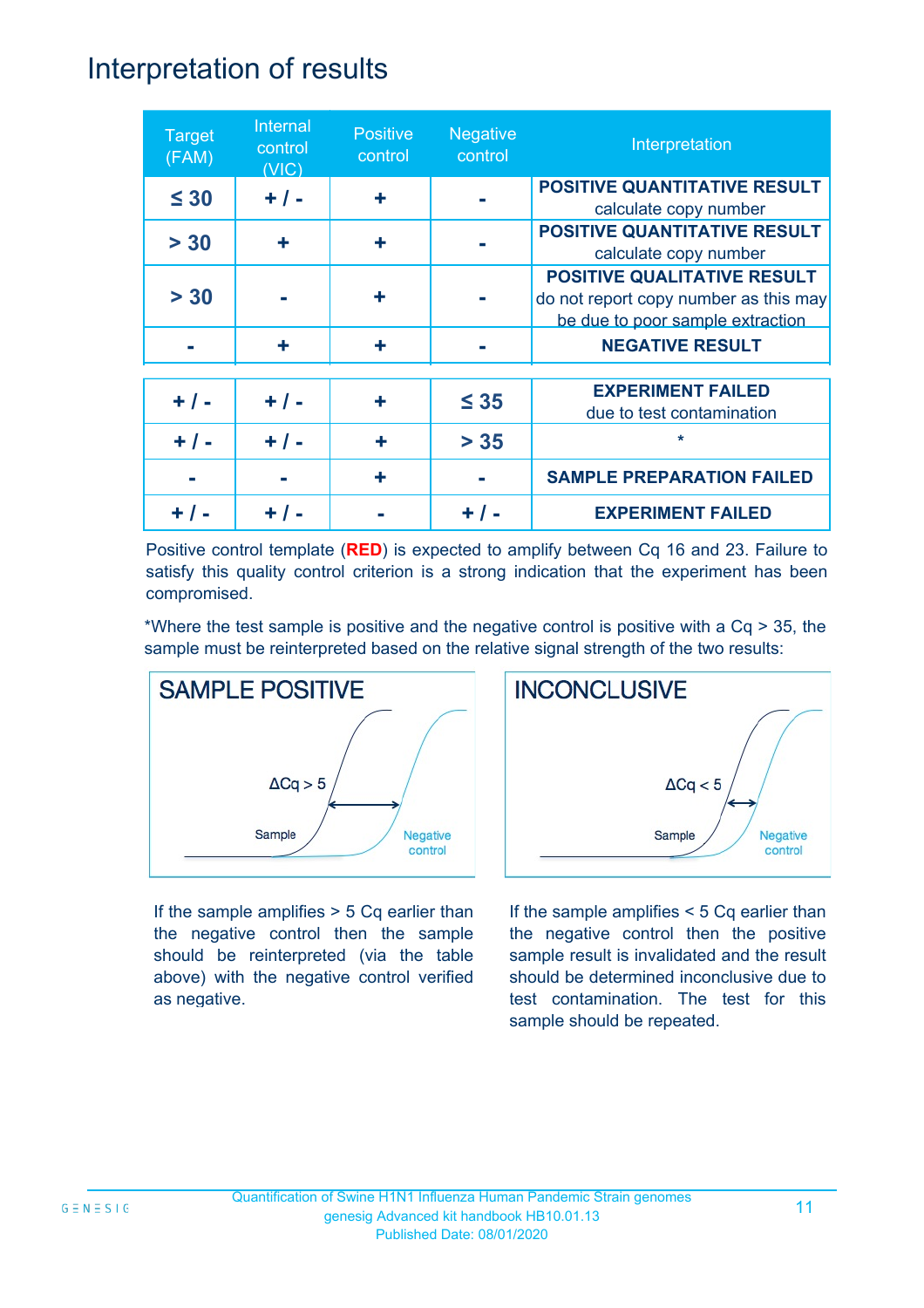# Interpretation of results

| Target (FAM) | Internal control (VIC) | Positive control | Negative control | Interpretation |
|---|---|---|---|---|
| ≤ 30 | + / - | + | - | **POSITIVE QUANTITATIVE RESULT** calculate copy number |
| > 30 | + | + | - | **POSITIVE QUANTITATIVE RESULT** calculate copy number |
| > 30 | - | + | - | **POSITIVE QUALITATIVE RESULT** do not report copy number as this may be due to poor sample extraction |
| - | + | + | - | **NEGATIVE RESULT** |
| + / - | + / - | + | ≤ 35 | **EXPERIMENT FAILED** due to test contamination |
| + / - | + / - | + | > 35 | * |
| - | - | + | - | **SAMPLE PREPARATION FAILED** |
| + / - | + / - | - | + / - | **EXPERIMENT FAILED** |

Positive control template (**RED**) is expected to amplify between Cq 16 and 23. Failure to satisfy this quality control criterion is a strong indication that the experiment has been compromised.

*Where the test sample is positive and the negative control is positive with a Cq > 35, the sample must be reinterpreted based on the relative signal strength of the two results:

**SAMPLE POSITIVE**

ΔCq > 5

Sample

Negative control

If the sample amplifies > 5 Cq earlier than the negative control then the sample should be reinterpreted (via the table above) with the negative control verified as negative.

**INCONCLUSIVE**

ΔCq < 5

Sample

Negative control

If the sample amplifies < 5 Cq earlier than the negative control then the positive sample result is invalidated and the result should be determined inconclusive due to test contamination. The test for this sample should be repeated.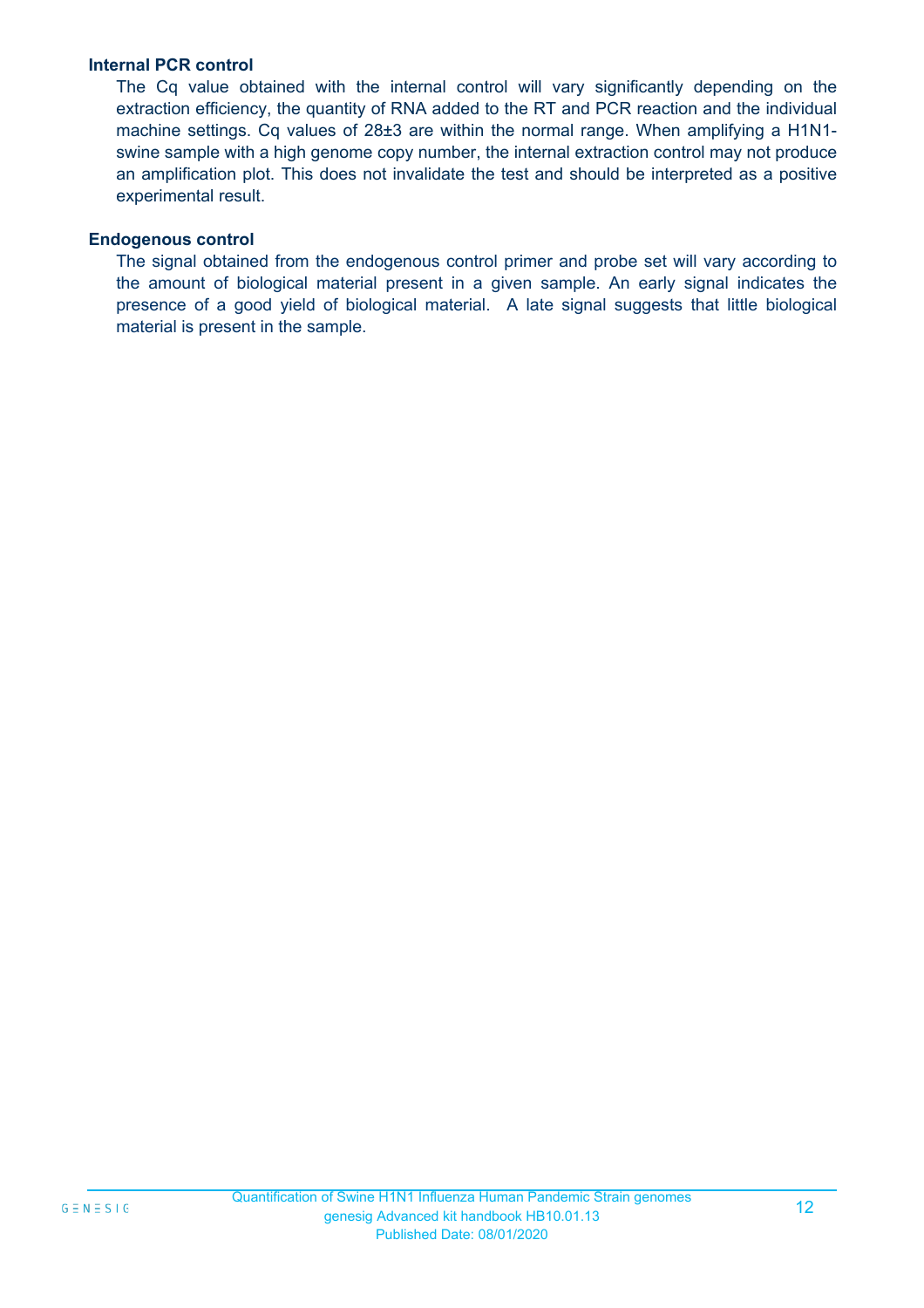### Internal PCR control

The Cq value obtained with the internal control will vary significantly depending on the extraction efficiency, the quantity of RNA added to the RT and PCR reaction and the individual machine settings. Cq values of 28±3 are within the normal range. When amplifying a H1N1-swine sample with a high genome copy number, the internal extraction control may not produce an amplification plot. This does not invalidate the test and should be interpreted as a positive experimental result.

### Endogenous control

The signal obtained from the endogenous control primer and probe set will vary according to the amount of biological material present in a given sample. An early signal indicates the presence of a good yield of biological material. A late signal suggests that little biological material is present in the sample.